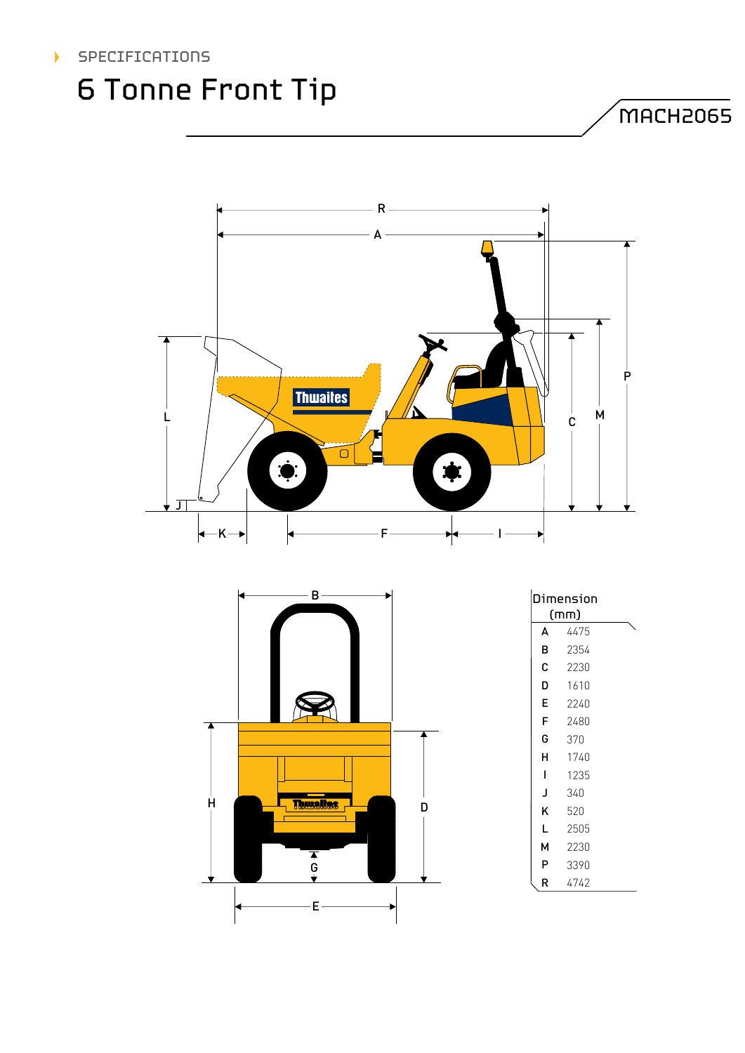SPECIFICATIONS

# 6 Tonne Front Tip

MACH2065

| Dimension (mm) | |
|---|---|
| A | 4475 |
| B | 2354 |
| C | 2230 |
| D | 1610 |
| E | 2240 |
| F | 2480 |
| G | 370 |
| H | 1740 |
| I | 1235 |
| J | 340 |
| K | 520 |
| L | 2505 |
| M | 2230 |
| P | 3390 |
| R | 4742 |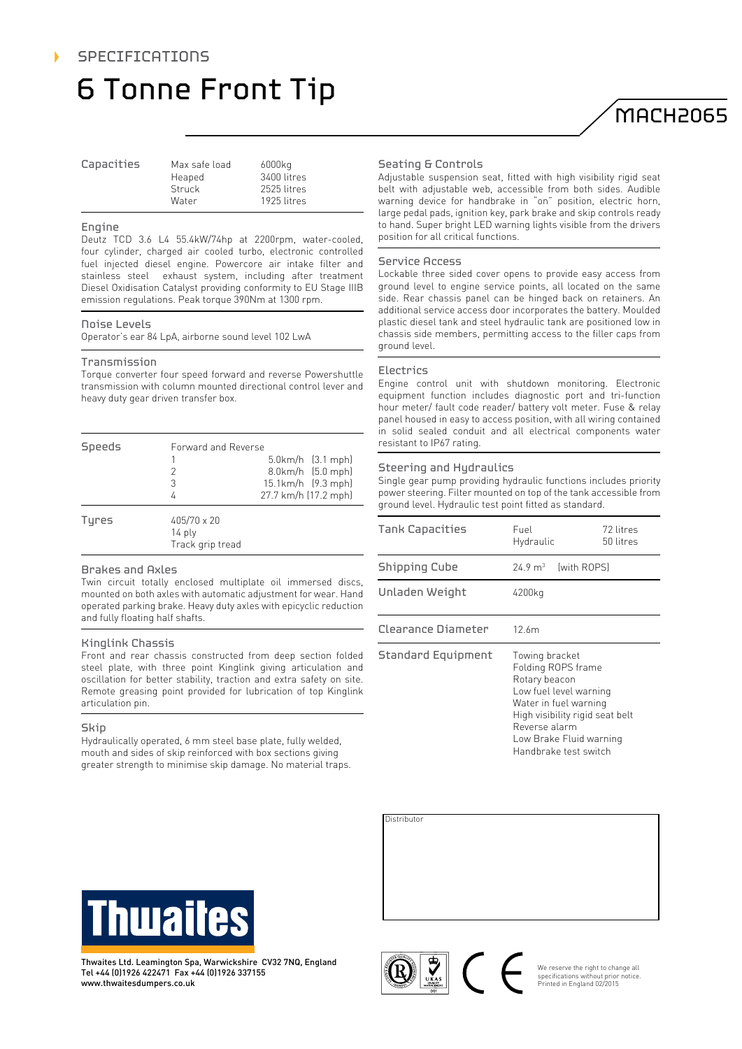SPECIFICATIONS

# 6 Tonne Front Tip

MACH2065

## Capacities

| | |
|---|---|
| Max safe load | 6000kg |
| Heaped | 3400 litres |
| Struck | 2525 litres |
| Water | 1925 litres |

## Engine

Deutz TCD 3.6 L4 55.4kW/74hp at 2200rpm, water-cooled, four cylinder, charged air cooled turbo, electronic controlled fuel injected diesel engine. Powercore air intake filter and stainless steel exhaust system, including after treatment Diesel Oxidisation Catalyst providing conformity to EU Stage IIIB emission regulations. Peak torque 390Nm at 1300 rpm.

## Noise Levels

Operator's ear 84 LpA, airborne sound level 102 LwA

## Transmission

Torque converter four speed forward and reverse Powershuttle transmission with column mounted directional control lever and heavy duty gear driven transfer box.

## Speeds

Forward and Reverse

| | |
|---|---|
| 1 | 5.0km/h (3.1 mph) |
| 2 | 8.0km/h (5.0 mph) |
| 3 | 15.1km/h (9.3 mph) |
| 4 | 27.7 km/h (17.2 mph) |

## Tyres

405/70 x 20
14 ply
Track grip tread

## Brakes and Axles

Twin circuit totally enclosed multiplate oil immersed discs, mounted on both axles with automatic adjustment for wear. Hand operated parking brake. Heavy duty axles with epicyclic reduction and fully floating half shafts.

## Kinglink Chassis

Front and rear chassis constructed from deep section folded steel plate, with three point Kinglink giving articulation and oscillation for better stability, traction and extra safety on site. Remote greasing point provided for lubrication of top Kinglink articulation pin.

## Skip

Hydraulically operated, 6 mm steel base plate, fully welded, mouth and sides of skip reinforced with box sections giving greater strength to minimise skip damage. No material traps.

## Seating & Controls

Adjustable suspension seat, fitted with high visibility rigid seat belt with adjustable web, accessible from both sides. Audible warning device for handbrake in "on" position, electric horn, large pedal pads, ignition key, park brake and skip controls ready to hand. Super bright LED warning lights visible from the drivers position for all critical functions.

## Service Access

Lockable three sided cover opens to provide easy access from ground level to engine service points, all located on the same side. Rear chassis panel can be hinged back on retainers. An additional service access door incorporates the battery. Moulded plastic diesel tank and steel hydraulic tank are positioned low in chassis side members, permitting access to the filler caps from ground level.

## Electrics

Engine control unit with shutdown monitoring. Electronic equipment function includes diagnostic port and tri-function hour meter/ fault code reader/ battery volt meter. Fuse & relay panel housed in easy to access position, with all wiring contained in solid sealed conduit and all electrical components water resistant to IP67 rating.

## Steering and Hydraulics

Single gear pump providing hydraulic functions includes priority power steering. Filter mounted on top of the tank accessible from ground level. Hydraulic test point fitted as standard.

## Tank Capacities

| | |
|---|---|
| Fuel | 72 litres |
| Hydraulic | 50 litres |

## Shipping Cube

24.9 $m^3$ (with ROPS)

## Unladen Weight

4200kg

## Clearance Diameter

12.6m

## Standard Equipment

- Towing bracket
- Folding ROPS frame
- Rotary beacon
- Low fuel level warning
- Water in fuel warning
- High visibility rigid seat belt
- Reverse alarm
- Low Brake Fluid warning
- Handbrake test switch

Distributor

Thwaites

Thwaites Ltd. Leamington Spa, Warwickshire CV32 7NQ, England
Tel +44 (0)1926 422471 Fax +44 (0)1926 337155
www.thwaitesdumpers.co.uk

We reserve the right to change all specifications without prior notice.
Printed in England 02/2015